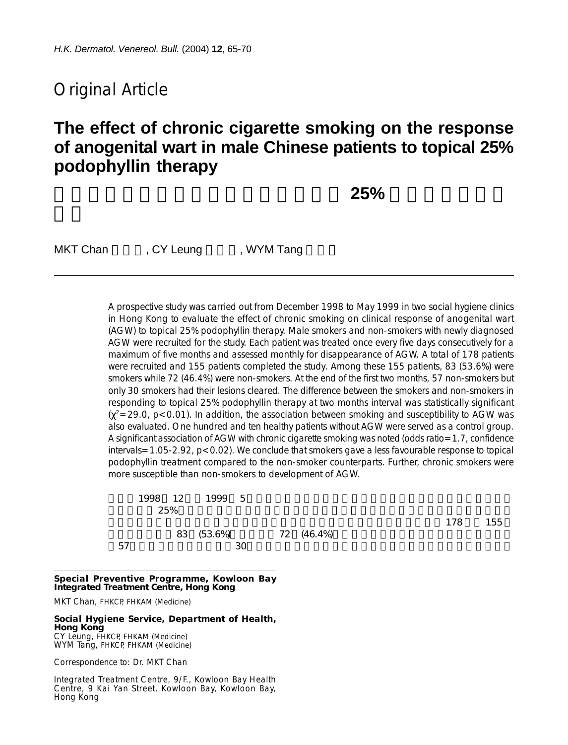Original Article

# The effect of chronic cigarette smoking on the response of anogenital wart in male Chinese patients to topical 25% podophyllin therapy

25%

MKT Chan, CY Leung, WYM Tang

---

A prospective study was carried out from December 1998 to May 1999 in two social hygiene clinics in Hong Kong to evaluate the effect of chronic smoking on clinical response of anogenital wart (AGW) to topical 25% podophyllin therapy. Male smokers and non-smokers with newly diagnosed AGW were recruited for the study. Each patient was treated once every five days consecutively for a maximum of five months and assessed monthly for disappearance of AGW. A total of 178 patients were recruited and 155 patients completed the study. Among these 155 patients, 83 (53.6%) were smokers while 72 (46.4%) were non-smokers. At the end of the first two months, 57 non-smokers but only 30 smokers had their lesions cleared. The difference between the smokers and non-smokers in responding to topical 25% podophyllin therapy at two months interval was statistically significant ($\chi^2$=29.0, p<0.01). In addition, the association between smoking and susceptibility to AGW was also evaluated. One hundred and ten healthy patients without AGW were served as a control group. A significant association of AGW with chronic cigarette smoking was noted (odds ratio=1.7, confidence intervals=1.05-2.92, p<0.02). We conclude that smokers gave a less favourable response to topical podophyllin treatment compared to the non-smoker counterparts. Further, chronic smokers were more susceptible than non-smokers to development of AGW.

1998 12 1999 5 25% 178 155 83 (53.6%) 72 (46.4%) 57 30

---

**Special Preventive Programme, Kowloon Bay Integrated Treatment Centre, Hong Kong**

MKT Chan, FHKCP, FHKAM (Medicine)

**Social Hygiene Service, Department of Health, Hong Kong**

CY Leung, FHKCP, FHKAM (Medicine)
WYM Tang, FHKCP, FHKAM (Medicine)

Correspondence to: Dr. MKT Chan

Integrated Treatment Centre, 9/F., Kowloon Bay Health Centre, 9 Kai Yan Street, Kowloon Bay, Kowloon Bay, Hong Kong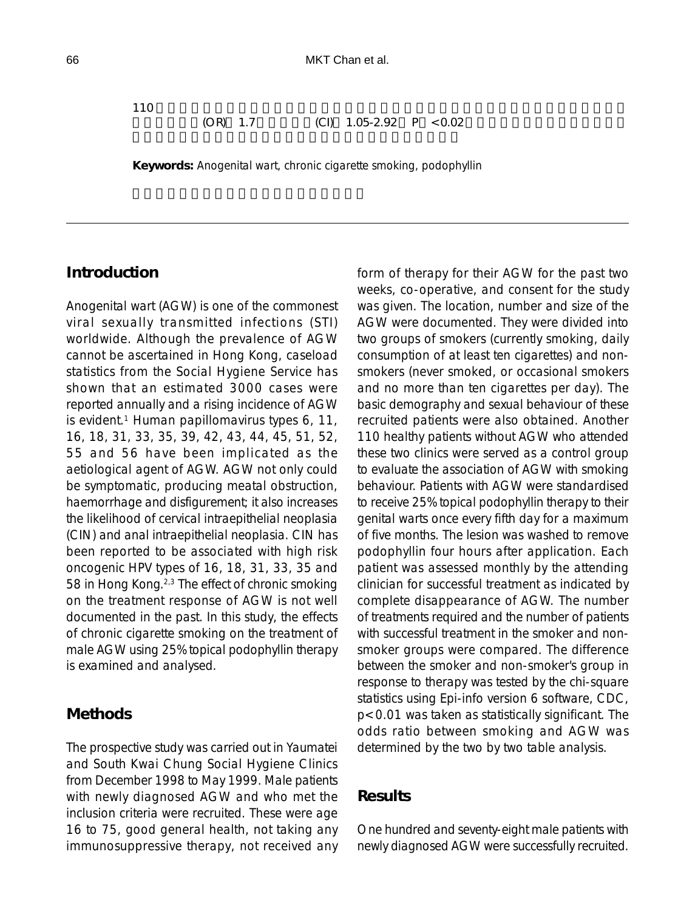110

(OR) 1.7 (CI) 1.05-2.92 P <0.02

**Keywords:** Anogenital wart, chronic cigarette smoking, podophyllin

## Introduction

Anogenital wart (AGW) is one of the commonest viral sexually transmitted infections (STI) worldwide. Although the prevalence of AGW cannot be ascertained in Hong Kong, caseload statistics from the Social Hygiene Service has shown that an estimated 3000 cases were reported annually and a rising incidence of AGW is evident.[1] Human papillomavirus types 6, 11, 16, 18, 31, 33, 35, 39, 42, 43, 44, 45, 51, 52, 55 and 56 have been implicated as the aetiological agent of AGW. AGW not only could be symptomatic, producing meatal obstruction, haemorrhage and disfigurement; it also increases the likelihood of cervical intraepithelial neoplasia (CIN) and anal intraepithelial neoplasia. CIN has been reported to be associated with high risk oncogenic HPV types of 16, 18, 31, 33, 35 and 58 in Hong Kong.[2,3] The effect of chronic smoking on the treatment response of AGW is not well documented in the past. In this study, the effects of chronic cigarette smoking on the treatment of male AGW using 25% topical podophyllin therapy is examined and analysed.

## Methods

The prospective study was carried out in Yaumatei and South Kwai Chung Social Hygiene Clinics from December 1998 to May 1999. Male patients with newly diagnosed AGW and who met the inclusion criteria were recruited. These were age 16 to 75, good general health, not taking any immunosuppressive therapy, not received any form of therapy for their AGW for the past two weeks, co-operative, and consent for the study was given. The location, number and size of the AGW were documented. They were divided into two groups of smokers (currently smoking, daily consumption of at least ten cigarettes) and non-smokers (never smoked, or occasional smokers and no more than ten cigarettes per day). The basic demography and sexual behaviour of these recruited patients were also obtained. Another 110 healthy patients without AGW who attended these two clinics were served as a control group to evaluate the association of AGW with smoking behaviour. Patients with AGW were standardised to receive 25% topical podophyllin therapy to their genital warts once every fifth day for a maximum of five months. The lesion was washed to remove podophyllin four hours after application. Each patient was assessed monthly by the attending clinician for successful treatment as indicated by complete disappearance of AGW. The number of treatments required and the number of patients with successful treatment in the smoker and non-smoker groups were compared. The difference between the smoker and non-smoker's group in response to therapy was tested by the chi-square statistics using Epi-info version 6 software, CDC, $p<0.01$ was taken as statistically significant. The odds ratio between smoking and AGW was determined by the two by two table analysis.

## Results

One hundred and seventy-eight male patients with newly diagnosed AGW were successfully recruited.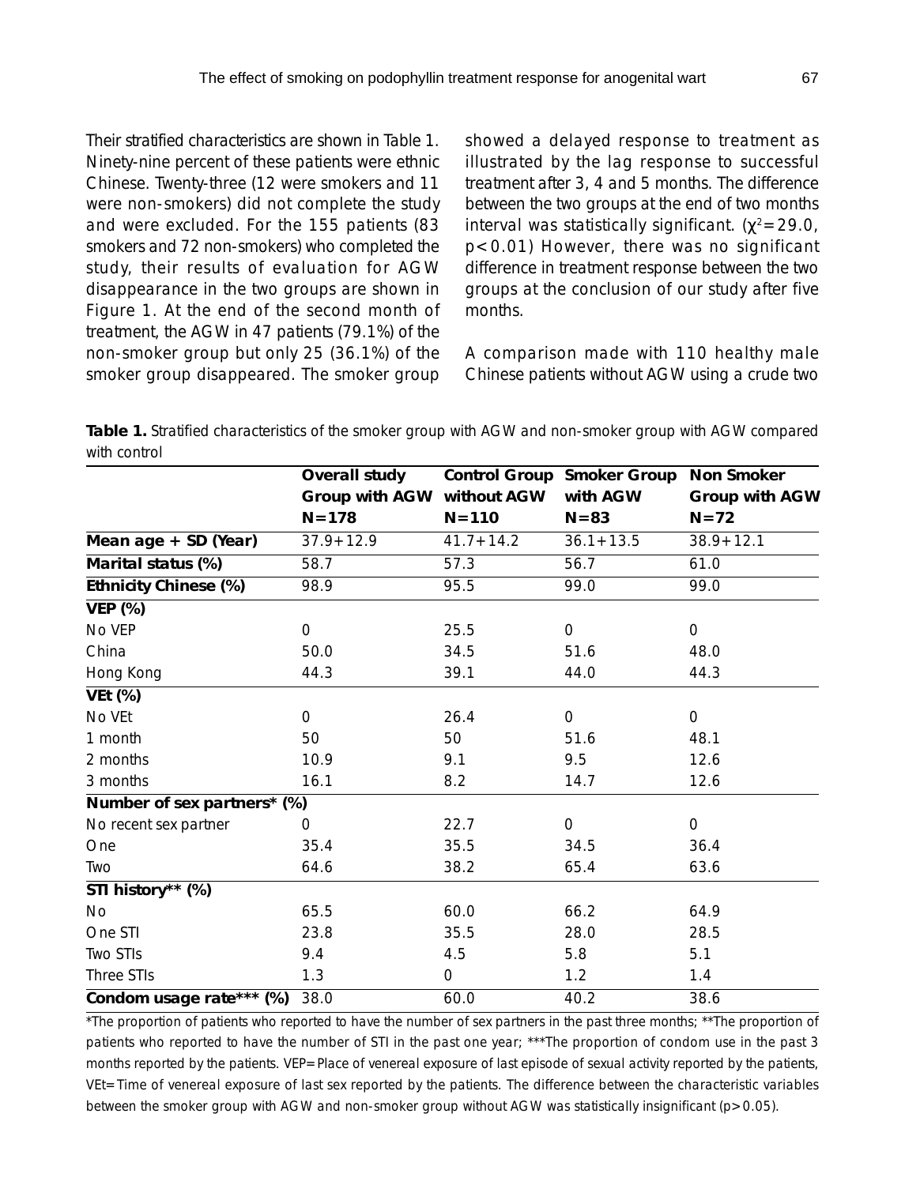Their stratified characteristics are shown in Table 1. Ninety-nine percent of these patients were ethnic Chinese. Twenty-three (12 were smokers and 11 were non-smokers) did not complete the study and were excluded. For the 155 patients (83 smokers and 72 non-smokers) who completed the study, their results of evaluation for AGW disappearance in the two groups are shown in Figure 1. At the end of the second month of treatment, the AGW in 47 patients (79.1%) of the non-smoker group but only 25 (36.1%) of the smoker group disappeared. The smoker group showed a delayed response to treatment as illustrated by the lag response to successful treatment after 3, 4 and 5 months. The difference between the two groups at the end of two months interval was statistically significant. ($\chi^2$=29.0, $p<0.01$) However, there was no significant difference in treatment response between the two groups at the conclusion of our study after five months.

A comparison made with 110 healthy male Chinese patients without AGW using a crude two

**Table 1.** Stratified characteristics of the smoker group with AGW and non-smoker group with AGW compared with control

| | Overall study Group with AGW N=178 | Control Group without AGW N=110 | Smoker Group with AGW N=83 | Non Smoker Group with AGW N=72 |
|---|---|---|---|---|
| **Mean age + SD (Year)** | 37.9+12.9 | 41.7+14.2 | 36.1+13.5 | 38.9+12.1 |
| **Marital status (%)** | 58.7 | 57.3 | 56.7 | 61.0 |
| **Ethnicity Chinese (%)** | 98.9 | 95.5 | 99.0 | 99.0 |
| **VEP (%)** | | | | |
| No VEP | 0 | 25.5 | 0 | 0 |
| China | 50.0 | 34.5 | 51.6 | 48.0 |
| Hong Kong | 44.3 | 39.1 | 44.0 | 44.3 |
| **VEt (%)** | | | | |
| No VEt | 0 | 26.4 | 0 | 0 |
| 1 month | 50 | 50 | 51.6 | 48.1 |
| 2 months | 10.9 | 9.1 | 9.5 | 12.6 |
| 3 months | 16.1 | 8.2 | 14.7 | 12.6 |
| **Number of sex partners* (%)** | | | | |
| No recent sex partner | 0 | 22.7 | 0 | 0 |
| One | 35.4 | 35.5 | 34.5 | 36.4 |
| Two | 64.6 | 38.2 | 65.4 | 63.6 |
| **STI history** (%)** | | | | |
| No | 65.5 | 60.0 | 66.2 | 64.9 |
| One STI | 23.8 | 35.5 | 28.0 | 28.5 |
| Two STIs | 9.4 | 4.5 | 5.8 | 5.1 |
| Three STIs | 1.3 | 0 | 1.2 | 1.4 |
| **Condom usage rate*** (%)** | 38.0 | 60.0 | 40.2 | 38.6 |

*The proportion of patients who reported to have the number of sex partners in the past three months; **The proportion of patients who reported to have the number of STI in the past one year; ***The proportion of condom use in the past 3 months reported by the patients. VEP=Place of venereal exposure of last episode of sexual activity reported by the patients, VEt=Time of venereal exposure of last sex reported by the patients. The difference between the characteristic variables between the smoker group with AGW and non-smoker group without AGW was statistically insignificant ($p>0.05$).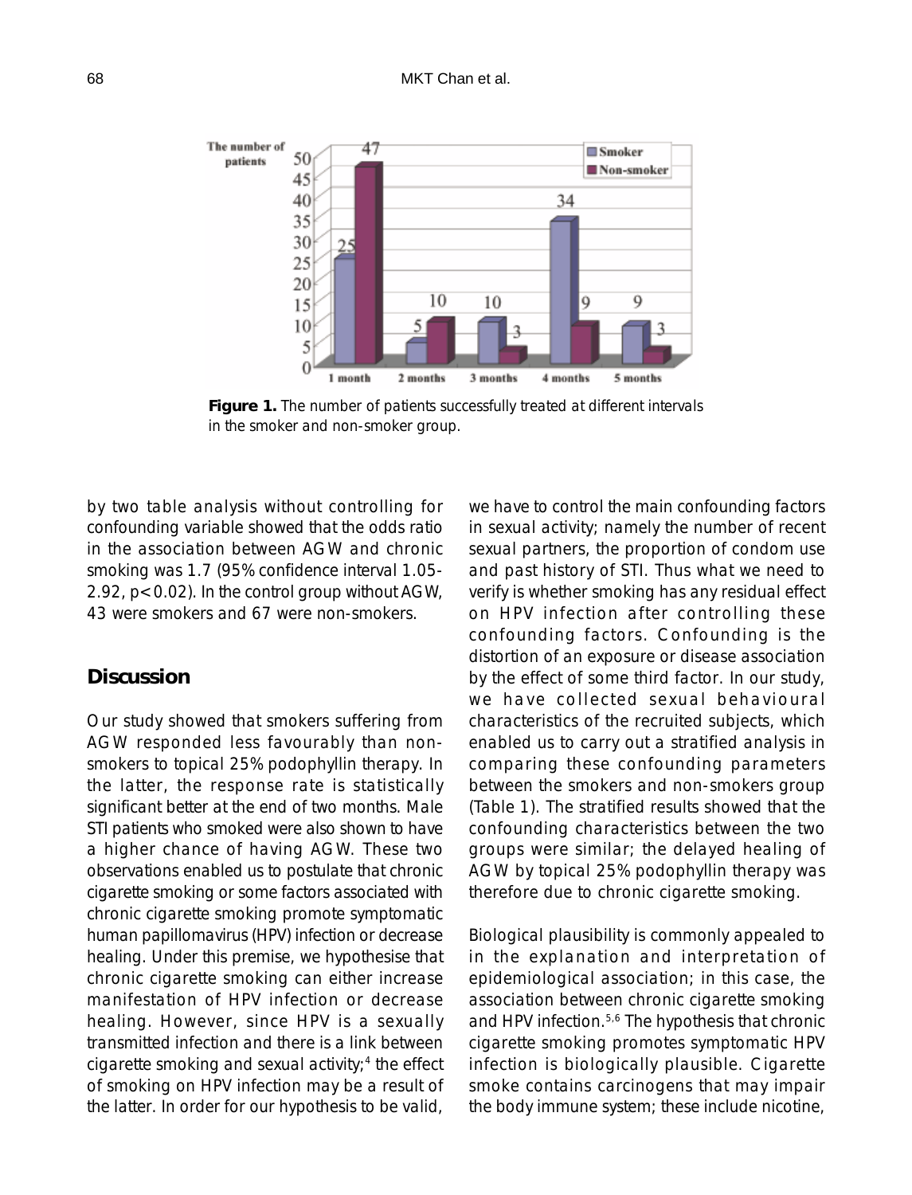**Figure 1.** The number of patients successfully treated at different intervals in the smoker and non-smoker group.

by two table analysis without controlling for confounding variable showed that the odds ratio in the association between AGW and chronic smoking was 1.7 (95% confidence interval 1.05-2.92, $p<0.02$). In the control group without AGW, 43 were smokers and 67 were non-smokers.

## Discussion

Our study showed that smokers suffering from AGW responded less favourably than non-smokers to topical 25% podophyllin therapy. In the latter, the response rate is statistically significant better at the end of two months. Male STI patients who smoked were also shown to have a higher chance of having AGW. These two observations enabled us to postulate that chronic cigarette smoking or some factors associated with chronic cigarette smoking promote symptomatic human papillomavirus (HPV) infection or decrease healing. Under this premise, we hypothesise that chronic cigarette smoking can either increase manifestation of HPV infection or decrease healing. However, since HPV is a sexually transmitted infection and there is a link between cigarette smoking and sexual activity;[4] the effect of smoking on HPV infection may be a result of the latter. In order for our hypothesis to be valid, we have to control the main confounding factors in sexual activity; namely the number of recent sexual partners, the proportion of condom use and past history of STI. Thus what we need to verify is whether smoking has any residual effect on HPV infection after controlling these confounding factors. Confounding is the distortion of an exposure or disease association by the effect of some third factor. In our study, we have collected sexual behavioural characteristics of the recruited subjects, which enabled us to carry out a stratified analysis in comparing these confounding parameters between the smokers and non-smokers group (Table 1). The stratified results showed that the confounding characteristics between the two groups were similar; the delayed healing of AGW by topical 25% podophyllin therapy was therefore due to chronic cigarette smoking.

Biological plausibility is commonly appealed to in the explanation and interpretation of epidemiological association; in this case, the association between chronic cigarette smoking and HPV infection.[5,6] The hypothesis that chronic cigarette smoking promotes symptomatic HPV infection is biologically plausible. Cigarette smoke contains carcinogens that may impair the body immune system; these include nicotine,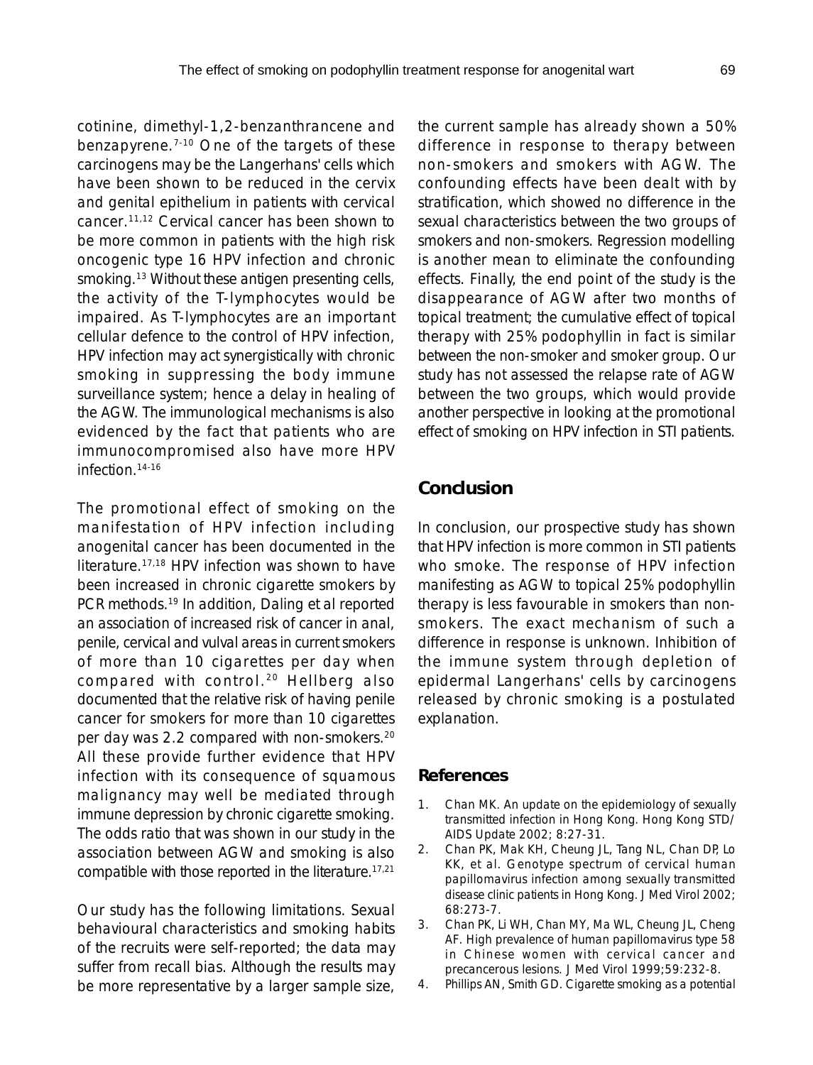cotinine, dimethyl-1,2-benzanthrancene and benzapyrene.[7-10] One of the targets of these carcinogens may be the Langerhans' cells which have been shown to be reduced in the cervix and genital epithelium in patients with cervical cancer.[11,12] Cervical cancer has been shown to be more common in patients with the high risk oncogenic type 16 HPV infection and chronic smoking.[13] Without these antigen presenting cells, the activity of the T-lymphocytes would be impaired. As T-lymphocytes are an important cellular defence to the control of HPV infection, HPV infection may act synergistically with chronic smoking in suppressing the body immune surveillance system; hence a delay in healing of the AGW. The immunological mechanisms is also evidenced by the fact that patients who are immunocompromised also have more HPV infection.[14-16]

The promotional effect of smoking on the manifestation of HPV infection including anogenital cancer has been documented in the literature.[17,18] HPV infection was shown to have been increased in chronic cigarette smokers by PCR methods.[19] In addition, Daling et al reported an association of increased risk of cancer in anal, penile, cervical and vulval areas in current smokers of more than 10 cigarettes per day when compared with control.[20] Hellberg also documented that the relative risk of having penile cancer for smokers for more than 10 cigarettes per day was 2.2 compared with non-smokers.[20] All these provide further evidence that HPV infection with its consequence of squamous malignancy may well be mediated through immune depression by chronic cigarette smoking. The odds ratio that was shown in our study in the association between AGW and smoking is also compatible with those reported in the literature.[17,21]

Our study has the following limitations. Sexual behavioural characteristics and smoking habits of the recruits were self-reported; the data may suffer from recall bias. Although the results may be more representative by a larger sample size, the current sample has already shown a 50% difference in response to therapy between non-smokers and smokers with AGW. The confounding effects have been dealt with by stratification, which showed no difference in the sexual characteristics between the two groups of smokers and non-smokers. Regression modelling is another mean to eliminate the confounding effects. Finally, the end point of the study is the disappearance of AGW after two months of topical treatment; the cumulative effect of topical therapy with 25% podophyllin in fact is similar between the non-smoker and smoker group. Our study has not assessed the relapse rate of AGW between the two groups, which would provide another perspective in looking at the promotional effect of smoking on HPV infection in STI patients.

## Conclusion

In conclusion, our prospective study has shown that HPV infection is more common in STI patients who smoke. The response of HPV infection manifesting as AGW to topical 25% podophyllin therapy is less favourable in smokers than non-smokers. The exact mechanism of such a difference in response is unknown. Inhibition of the immune system through depletion of epidermal Langerhans' cells by carcinogens released by chronic smoking is a postulated explanation.

## References

1. Chan MK. An update on the epidemiology of sexually transmitted infection in Hong Kong. Hong Kong STD/AIDS Update 2002; 8:27-31.
2. Chan PK, Mak KH, Cheung JL, Tang NL, Chan DP, Lo KK, et al. Genotype spectrum of cervical human papillomavirus infection among sexually transmitted disease clinic patients in Hong Kong. J Med Virol 2002; 68:273-7.
3. Chan PK, Li WH, Chan MY, Ma WL, Cheung JL, Cheng AF. High prevalence of human papillomavirus type 58 in Chinese women with cervical cancer and precancerous lesions. J Med Virol 1999;59:232-8.
4. Phillips AN, Smith GD. Cigarette smoking as a potential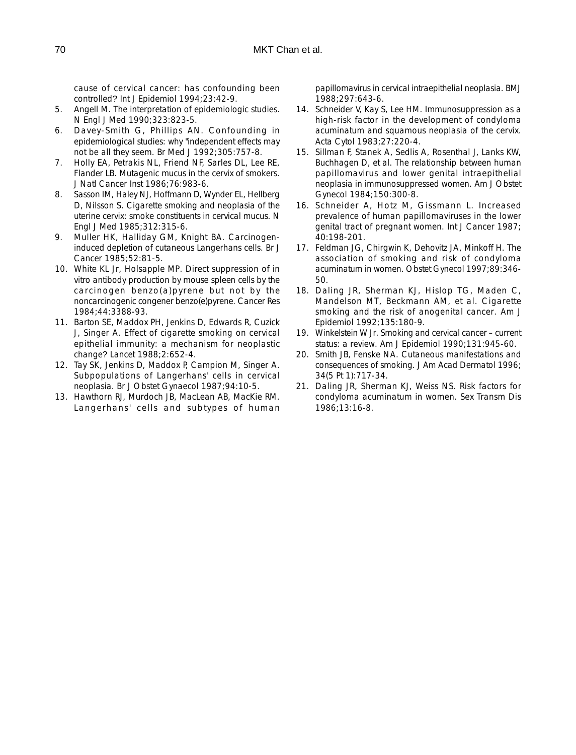cause of cervical cancer: has confounding been controlled? Int J Epidemiol 1994;23:42-9.

5. Angell M. The interpretation of epidemiologic studies. N Engl J Med 1990;323:823-5.
6. Davey-Smith G, Phillips AN. Confounding in epidemiological studies: why "independent effects may not be all they seem. Br Med J 1992;305:757-8.
7. Holly EA, Petrakis NL, Friend NF, Sarles DL, Lee RE, Flander LB. Mutagenic mucus in the cervix of smokers. J Natl Cancer Inst 1986;76:983-6.
8. Sasson IM, Haley NJ, Hoffmann D, Wynder EL, Hellberg D, Nilsson S. Cigarette smoking and neoplasia of the uterine cervix: smoke constituents in cervical mucus. N Engl J Med 1985;312:315-6.
9. Muller HK, Halliday GM, Knight BA. Carcinogen-induced depletion of cutaneous Langerhans cells. Br J Cancer 1985;52:81-5.
10. White KL Jr, Holsapple MP. Direct suppression of in vitro antibody production by mouse spleen cells by the carcinogen benzo(a)pyrene but not by the noncarcinogenic congener benzo(e)pyrene. Cancer Res 1984;44:3388-93.
11. Barton SE, Maddox PH, Jenkins D, Edwards R, Cuzick J, Singer A. Effect of cigarette smoking on cervical epithelial immunity: a mechanism for neoplastic change? Lancet 1988;2:652-4.
12. Tay SK, Jenkins D, Maddox P, Campion M, Singer A. Subpopulations of Langerhans' cells in cervical neoplasia. Br J Obstet Gynaecol 1987;94:10-5.
13. Hawthorn RJ, Murdoch JB, MacLean AB, MacKie RM. Langerhans' cells and subtypes of human papillomavirus in cervical intraepithelial neoplasia. BMJ 1988;297:643-6.
14. Schneider V, Kay S, Lee HM. Immunosuppression as a high-risk factor in the development of condyloma acuminatum and squamous neoplasia of the cervix. Acta Cytol 1983;27:220-4.
15. Sillman F, Stanek A, Sedlis A, Rosenthal J, Lanks KW, Buchhagen D, et al. The relationship between human papillomavirus and lower genital intraepithelial neoplasia in immunosuppressed women. Am J Obstet Gynecol 1984;150:300-8.
16. Schneider A, Hotz M, Gissmann L. Increased prevalence of human papillomaviruses in the lower genital tract of pregnant women. Int J Cancer 1987; 40:198-201.
17. Feldman JG, Chirgwin K, Dehovitz JA, Minkoff H. The association of smoking and risk of condyloma acuminatum in women. Obstet Gynecol 1997;89:346-50.
18. Daling JR, Sherman KJ, Hislop TG, Maden C, Mandelson MT, Beckmann AM, et al. Cigarette smoking and the risk of anogenital cancer. Am J Epidemiol 1992;135:180-9.
19. Winkelstein W Jr. Smoking and cervical cancer – current status: a review. Am J Epidemiol 1990;131:945-60.
20. Smith JB, Fenske NA. Cutaneous manifestations and consequences of smoking. J Am Acad Dermatol 1996; 34(5 Pt 1):717-34.
21. Daling JR, Sherman KJ, Weiss NS. Risk factors for condyloma acuminatum in women. Sex Transm Dis 1986;13:16-8.